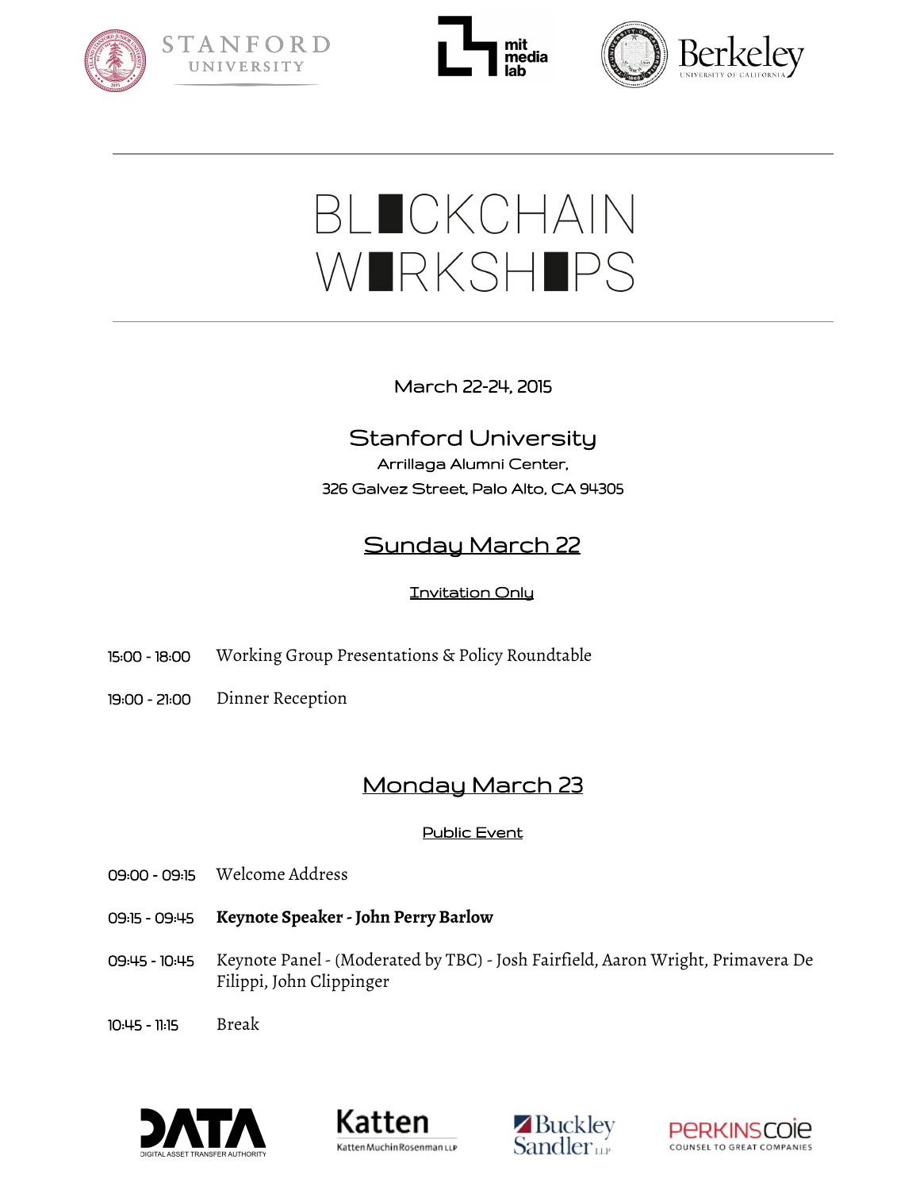STANFORD UNIVERSITY

mit media lab

Berkeley UNIVERSITY OF CALIFORNIA

# BLOCKCHAIN WORKSHOPS

March 22-24, 2015

## Stanford University

Arrillaga Alumni Center,

326 Galvez Street, Palo Alto, CA 94305

## Sunday March 22

Invitation Only

15:00 - 18:00 Working Group Presentations & Policy Roundtable

19:00 - 21:00 Dinner Reception

## Monday March 23

Public Event

09:00 - 09:15 Welcome Address

09:15 - 09:45 **Keynote Speaker - John Perry Barlow**

09:45 - 10:45 Keynote Panel - (Moderated by TBC) - Josh Fairfield, Aaron Wright, Primavera De Filippi, John Clippinger

10:45 - 11:15 Break

DATA DIGITAL ASSET TRANSFER AUTHORITY

Katten KattenMuchinRosenman LLP

Buckley Sandler LLP

PERKINSCOIE COUNSEL TO GREAT COMPANIES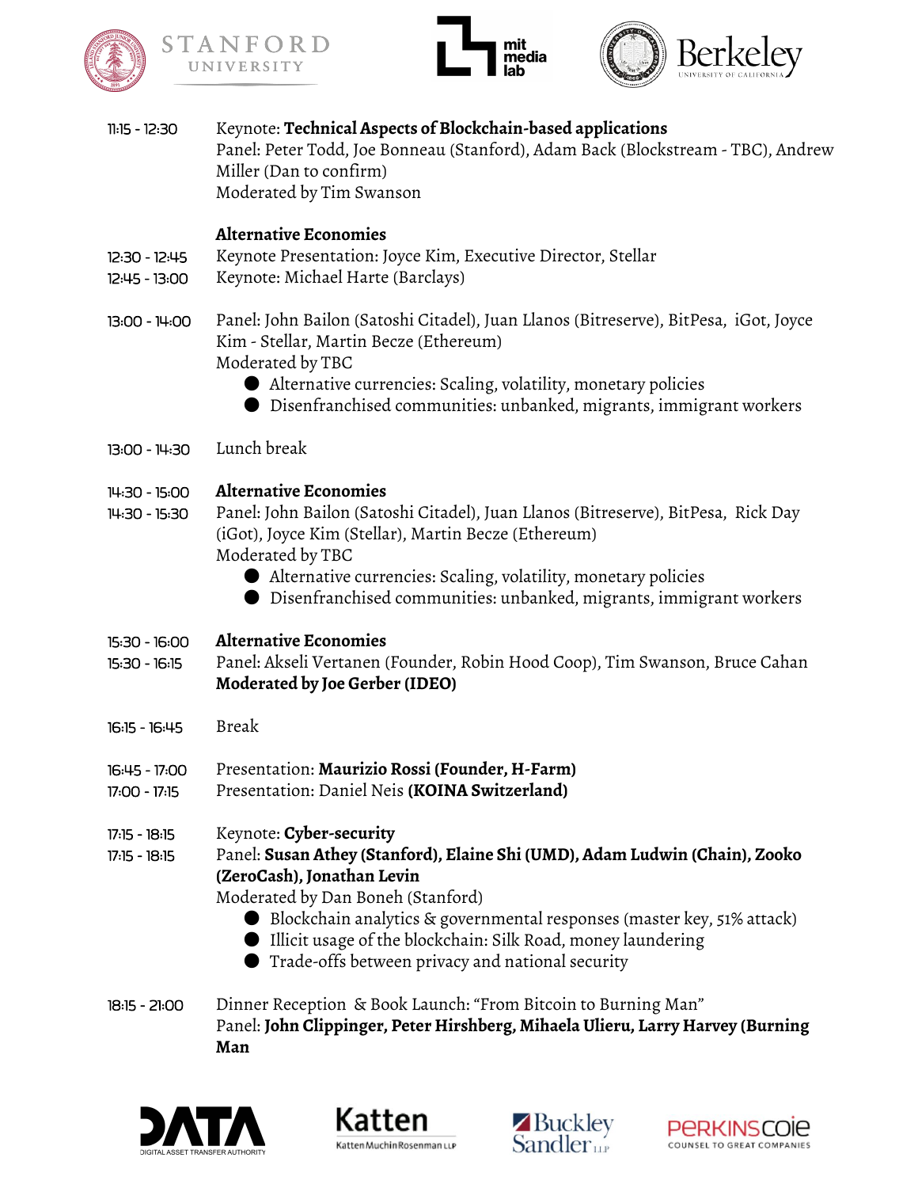| | |
|---|---|
| 11:15 - 12:30 | Keynote: **Technical Aspects of Blockchain-based applications**<br>Panel: Peter Todd, Joe Bonneau (Stanford), Adam Back (Blockstream - TBC), Andrew Miller (Dan to confirm)<br>Moderated by Tim Swanson |
| | **Alternative Economies** |
| 12:30 - 12:45 | Keynote Presentation: Joyce Kim, Executive Director, Stellar |
| 12:45 - 13:00 | Keynote: Michael Harte (Barclays) |
| 13:00 - 14:00 | Panel: John Bailon (Satoshi Citadel), Juan Llanos (Bitreserve), BitPesa, iGot, Joyce Kim - Stellar, Martin Becze (Ethereum)<br>Moderated by TBC<br>● Alternative currencies: Scaling, volatility, monetary policies<br>● Disenfranchised communities: unbanked, migrants, immigrant workers |
| 13:00 - 14:30 | Lunch break |
| 14:30 - 15:00 | **Alternative Economies** |
| 14:30 - 15:30 | Panel: John Bailon (Satoshi Citadel), Juan Llanos (Bitreserve), BitPesa, Rick Day (iGot), Joyce Kim (Stellar), Martin Becze (Ethereum)<br>Moderated by TBC<br>● Alternative currencies: Scaling, volatility, monetary policies<br>● Disenfranchised communities: unbanked, migrants, immigrant workers |
| 15:30 - 16:00 | **Alternative Economies** |
| 15:30 - 16:15 | Panel: Akseli Vertanen (Founder, Robin Hood Coop), Tim Swanson, Bruce Cahan<br>**Moderated by Joe Gerber (IDEO)** |
| 16:15 - 16:45 | Break |
| 16:45 - 17:00 | Presentation: **Maurizio Rossi (Founder, H-Farm)** |
| 17:00 - 17:15 | Presentation: Daniel Neis **(KOINA Switzerland)** |
| 17:15 - 18:15 | Keynote: **Cyber-security** |
| 17:15 - 18:15 | Panel: **Susan Athey (Stanford), Elaine Shi (UMD), Adam Ludwin (Chain), Zooko (ZeroCash), Jonathan Levin**<br>Moderated by Dan Boneh (Stanford)<br>● Blockchain analytics & governmental responses (master key, 51% attack)<br>● Illicit usage of the blockchain: Silk Road, money laundering<br>● Trade-offs between privacy and national security |
| 18:15 - 21:00 | Dinner Reception & Book Launch: "From Bitcoin to Burning Man"<br>Panel: **John Clippinger, Peter Hirshberg, Mihaela Ulieru, Larry Harvey (Burning Man** |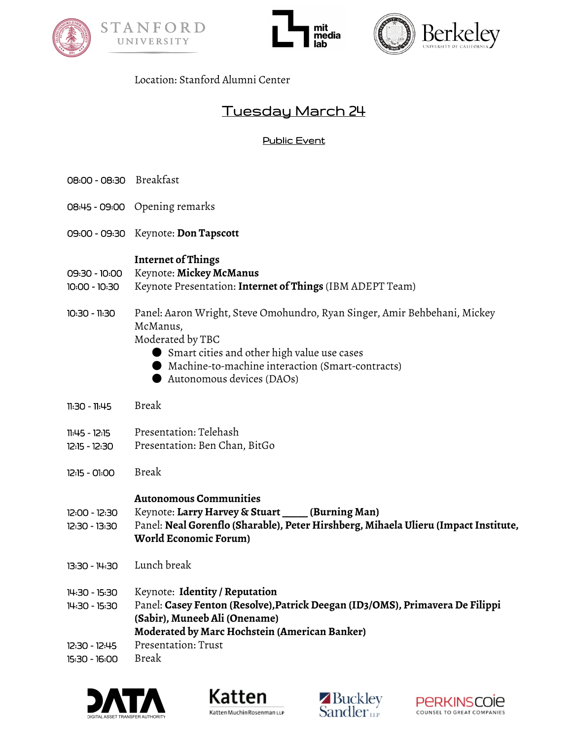Location: Stanford Alumni Center

## Tuesday March 24

Public Event

08:00 - 08:30 Breakfast

08:45 - 09:00 Opening remarks

09:00 - 09:30 Keynote: **Don Tapscott**

**Internet of Things**

09:30 - 10:00 Keynote: **Mickey McManus**

10:00 - 10:30 Keynote Presentation: **Internet of Things** (IBM ADEPT Team)

10:30 - 11:30 Panel: Aaron Wright, Steve Omohundro, Ryan Singer, Amir Behbehani, Mickey McManus,
Moderated by TBC

- Smart cities and other high value use cases
- Machine-to-machine interaction (Smart-contracts)
- Autonomous devices (DAOs)

11:30 - 11:45 Break

11:45 - 12:15 Presentation: Telehash

12:15 - 12:30 Presentation: Ben Chan, BitGo

12:15 - 01:00 Break

**Autonomous Communities**

12:00 - 12:30 Keynote: **Larry Harvey & Stuart _____ (Burning Man)**

12:30 - 13:30 Panel: **Neal Gorenflo (Sharable), Peter Hirshberg, Mihaela Ulieru (Impact Institute, World Economic Forum)**

13:30 - 14:30 Lunch break

14:30 - 15:30 Keynote: **Identity / Reputation**

14:30 - 15:30 Panel: **Casey Fenton (Resolve),Patrick Deegan (ID3/OMS), Primavera De Filippi (Sabir), Muneeb Ali (Onename)**
**Moderated by Marc Hochstein (American Banker)**

12:30 - 12:45 Presentation: Trust

15:30 - 16:00 Break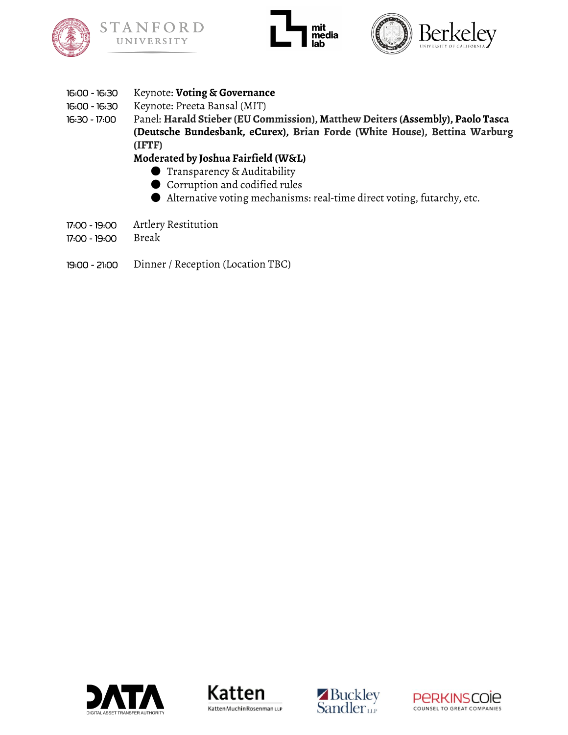16:00 - 16:30 Keynote: **Voting & Governance**

16:00 - 16:30 Keynote: Preeta Bansal (MIT)

16:30 - 17:00 Panel: **Harald Stieber (EU Commission), Matthew Deiters (Assembly), Paolo Tasca (Deutsche Bundesbank, eCurex), Brian Forde (White House), Bettina Warburg (IFTF)**

**Moderated by Joshua Fairfield (W&L)**

- Transparency & Auditability
- Corruption and codified rules
- Alternative voting mechanisms: real-time direct voting, futarchy, etc.

17:00 - 19:00 Artlery Restitution

17:00 - 19:00 Break

19:00 - 21:00 Dinner / Reception (Location TBC)